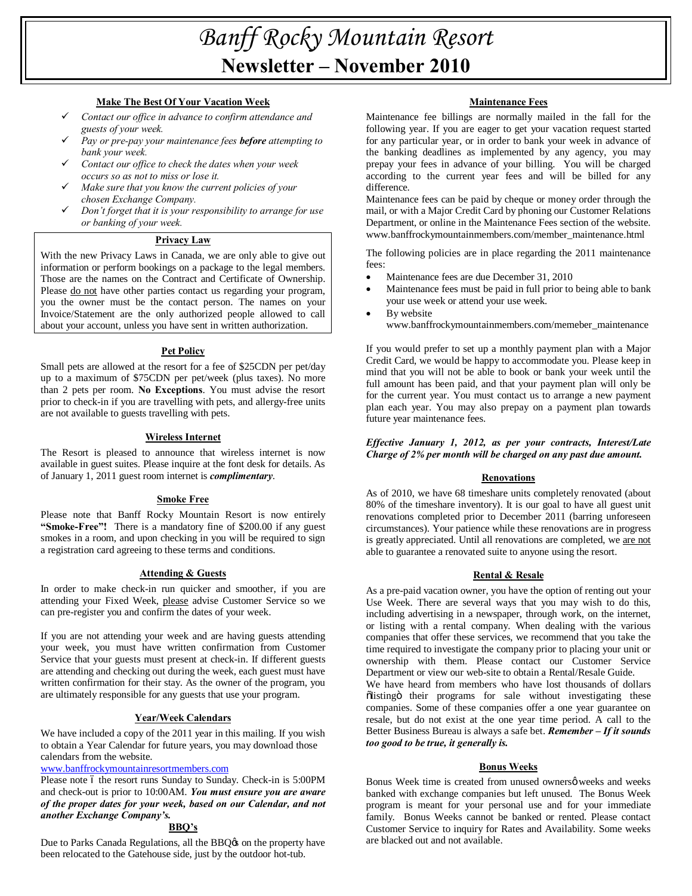# *Banff Rocky Mountain Resort*

# Newsletter – November 2010

## Make The Best Of Your Vacation Week

- ✓ *Contact our office in advance to confirm attendance and guests of your week.*
- ✓ *Pay or pre-pay your maintenance fees **before** attempting to bank your week.*
- ✓ *Contact our office to check the dates when your week occurs so as not to miss or lose it.*
- ✓ *Make sure that you know the current policies of your chosen Exchange Company.*
- ✓ *Don't forget that it is your responsibility to arrange for use or banking of your week.*

## Privacy Law

With the new Privacy Laws in Canada, we are only able to give out information or perform bookings on a package to the legal members. Those are the names on the Contract and Certificate of Ownership. Please do not have other parties contact us regarding your program, you the owner must be the contact person. The names on your Invoice/Statement are the only authorized people allowed to call about your account, unless you have sent in written authorization.

## Pet Policy

Small pets are allowed at the resort for a fee of $25CDN per pet/day up to a maximum of $75CDN per pet/week (plus taxes). No more than 2 pets per room. **No Exceptions**. You must advise the resort prior to check-in if you are travelling with pets, and allergy-free units are not available to guests travelling with pets.

## Wireless Internet

The Resort is pleased to announce that wireless internet is now available in guest suites. Please inquire at the font desk for details. As of January 1, 2011 guest room internet is ***complimentary***.

## Smoke Free

Please note that Banff Rocky Mountain Resort is now entirely **"Smoke-Free"!** There is a mandatory fine of $200.00 if any guest smokes in a room, and upon checking in you will be required to sign a registration card agreeing to these terms and conditions.

## Attending & Guests

In order to make check-in run quicker and smoother, if you are attending your Fixed Week, please advise Customer Service so we can pre-register you and confirm the dates of your week.

If you are not attending your week and are having guests attending your week, you must have written confirmation from Customer Service that your guests must present at check-in. If different guests are attending and checking out during the week, each guest must have written confirmation for their stay. As the owner of the program, you are ultimately responsible for any guests that use your program.

## Year/Week Calendars

We have included a copy of the 2011 year in this mailing. If you wish to obtain a Year Calendar for future years, you may download those calendars from the website.

www.banffrockymountainresortmembers.com

Please note – the resort runs Sunday to Sunday. Check-in is 5:00PM and check-out is prior to 10:00AM. ***You must ensure you are aware of the proper dates for your week, based on our Calendar, and not another Exchange Company's.***

## BBQ's

Due to Parks Canada Regulations, all the BBQ's on the property have been relocated to the Gatehouse side, just by the outdoor hot-tub.

## Maintenance Fees

Maintenance fee billings are normally mailed in the fall for the following year. If you are eager to get your vacation request started for any particular year, or in order to bank your week in advance of the banking deadlines as implemented by any agency, you may prepay your fees in advance of your billing. You will be charged according to the current year fees and will be billed for any difference.

Maintenance fees can be paid by cheque or money order through the mail, or with a Major Credit Card by phoning our Customer Relations Department, or online in the Maintenance Fees section of the website. www.banffrockymountainmembers.com/member_maintenance.html

The following policies are in place regarding the 2011 maintenance fees:

- Maintenance fees are due December 31, 2010
- Maintenance fees must be paid in full prior to being able to bank your use week or attend your use week.
- By website www.banffrockymountainmembers.com/memeber_maintenance

If you would prefer to set up a monthly payment plan with a Major Credit Card, we would be happy to accommodate you. Please keep in mind that you will not be able to book or bank your week until the full amount has been paid, and that your payment plan will only be for the current year. You must contact us to arrange a new payment plan each year. You may also prepay on a payment plan towards future year maintenance fees.

***Effective January 1, 2012, as per your contracts, Interest/Late Charge of 2% per month will be charged on any past due amount.***

## Renovations

As of 2010, we have 68 timeshare units completely renovated (about 80% of the timeshare inventory). It is our goal to have all guest unit renovations completed prior to December 2011 (barring unforeseen circumstances). Your patience while these renovations are in progress is greatly appreciated. Until all renovations are completed, we are not able to guarantee a renovated suite to anyone using the resort.

## Rental & Resale

As a pre-paid vacation owner, you have the option of renting out your Use Week. There are several ways that you may wish to do this, including advertising in a newspaper, through work, on the internet, or listing with a rental company. When dealing with the various companies that offer these services, we recommend that you take the time required to investigate the company prior to placing your unit or ownership with them. Please contact our Customer Service Department or view our web-site to obtain a Rental/Resale Guide.

We have heard from members who have lost thousands of dollars "listing" their programs for sale without investigating these companies. Some of these companies offer a one year guarantee on resale, but do not exist at the one year time period. A call to the Better Business Bureau is always a safe bet. ***Remember – If it sounds too good to be true, it generally is.***

## Bonus Weeks

Bonus Week time is created from unused owners' weeks and weeks banked with exchange companies but left unused. The Bonus Week program is meant for your personal use and for your immediate family. Bonus Weeks cannot be banked or rented. Please contact Customer Service to inquiry for Rates and Availability. Some weeks are blacked out and not available.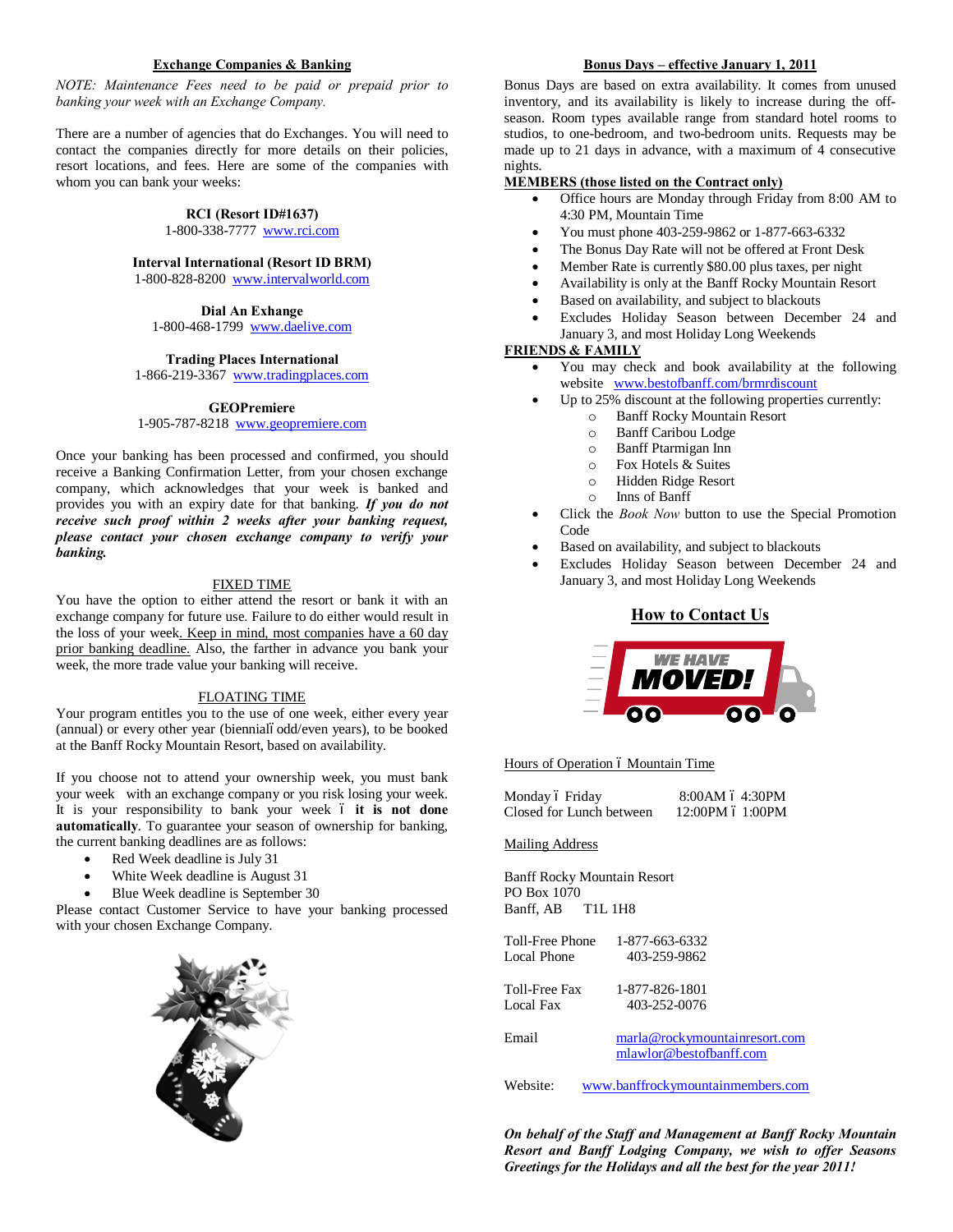## Exchange Companies & Banking

*NOTE: Maintenance Fees need to be paid or prepaid prior to banking your week with an Exchange Company.*

There are a number of agencies that do Exchanges. You will need to contact the companies directly for more details on their policies, resort locations, and fees. Here are some of the companies with whom you can bank your weeks:

**RCI (Resort ID#1637)**
1-800-338-7777 www.rci.com

**Interval International (Resort ID BRM)**
1-800-828-8200 www.intervalworld.com

**Dial An Exhange**
1-800-468-1799 www.daelive.com

**Trading Places International**
1-866-219-3367 www.tradingplaces.com

**GEOPremiere**
1-905-787-8218 www.geopremiere.com

Once your banking has been processed and confirmed, you should receive a Banking Confirmation Letter, from your chosen exchange company, which acknowledges that your week is banked and provides you with an expiry date for that banking. ***If you do not receive such proof within 2 weeks after your banking request, please contact your chosen exchange company to verify your banking.***

### FIXED TIME

You have the option to either attend the resort or bank it with an exchange company for future use. Failure to do either would result in the loss of your week. Keep in mind, most companies have a 60 day prior banking deadline. Also, the farther in advance you bank your week, the more trade value your banking will receive.

### FLOATING TIME

Your program entitles you to the use of one week, either every year (annual) or every other year (biennial – odd/even years), to be booked at the Banff Rocky Mountain Resort, based on availability.

If you choose not to attend your ownership week, you must bank your week with an exchange company or you risk losing your week. It is your responsibility to bank your week – **it is not done automatically**. To guarantee your season of ownership for banking, the current banking deadlines are as follows:

- Red Week deadline is July 31
- White Week deadline is August 31
- Blue Week deadline is September 30

Please contact Customer Service to have your banking processed with your chosen Exchange Company.

## Bonus Days – effective January 1, 2011

Bonus Days are based on extra availability. It comes from unused inventory, and its availability is likely to increase during the off-season. Room types available range from standard hotel rooms to studios, to one-bedroom, and two-bedroom units. Requests may be made up to 21 days in advance, with a maximum of 4 consecutive nights.

**MEMBERS (those listed on the Contract only)**

- Office hours are Monday through Friday from 8:00 AM to 4:30 PM, Mountain Time
- You must phone 403-259-9862 or 1-877-663-6332
- The Bonus Day Rate will not be offered at Front Desk
- Member Rate is currently $80.00 plus taxes, per night
- Availability is only at the Banff Rocky Mountain Resort
- Based on availability, and subject to blackouts
- Excludes Holiday Season between December 24 and January 3, and most Holiday Long Weekends

**FRIENDS & FAMILY**

- You may check and book availability at the following website www.bestofbanff.com/brmrdiscount
- Up to 25% discount at the following properties currently:
  - Banff Rocky Mountain Resort
  - Banff Caribou Lodge
  - Banff Ptarmigan Inn
  - Fox Hotels & Suites
  - Hidden Ridge Resort
  - Inns of Banff
- Click the *Book Now* button to use the Special Promotion Code
- Based on availability, and subject to blackouts
- Excludes Holiday Season between December 24 and January 3, and most Holiday Long Weekends

## How to Contact Us

WE HAVE MOVED!

Hours of Operation – Mountain Time

| | |
|---|---|
| Monday – Friday | 8:00AM – 4:30PM |
| Closed for Lunch between | 12:00PM – 1:00PM |

Mailing Address

Banff Rocky Mountain Resort
PO Box 1070
Banff, AB T1L 1H8

| | |
|---|---|
| Toll-Free Phone | 1-877-663-6332 |
| Local Phone | 403-259-9862 |
| Toll-Free Fax | 1-877-826-1801 |
| Local Fax | 403-252-0076 |
| Email | marla@rockymountainresort.com<br>mlawlor@bestofbanff.com |
| Website: | www.banffrockymountainmembers.com |

***On behalf of the Staff and Management at Banff Rocky Mountain Resort and Banff Lodging Company, we wish to offer Seasons Greetings for the Holidays and all the best for the year 2011!***